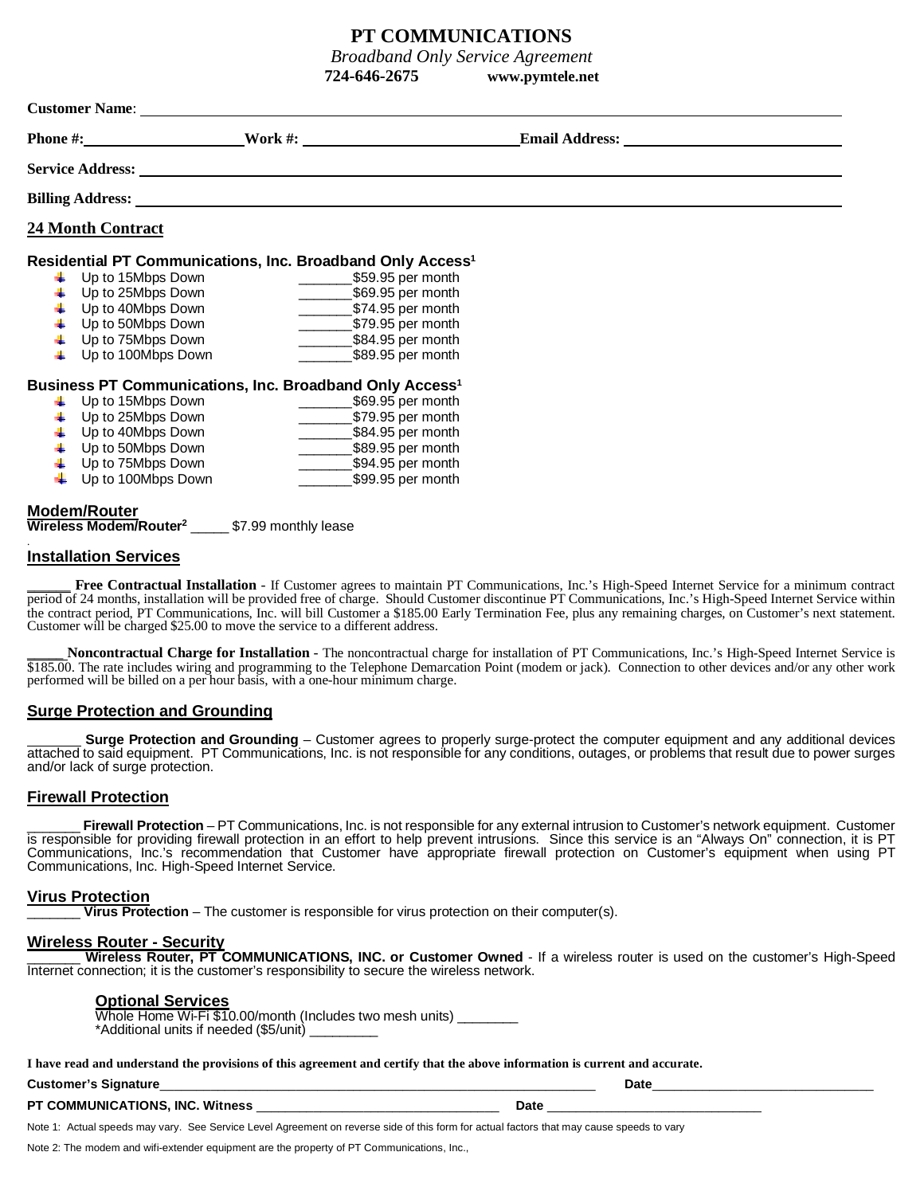# PT COMMUNICATIONS

*Broadband Only Service Agreement*

**724-646-2675 www.pymtele.net**

**Customer Name**: ______________________________

**Phone #:**____________________ **Work #:** ____________________ **Email Address:** ____________________

**Service Address:** ______________________________

**Billing Address:** ______________________________

## 24 Month Contract

### Residential PT Communications, Inc. Broadband Only Access[1]

- Up to 15Mbps Down _______$59.95 per month
- Up to 25Mbps Down _______$69.95 per month
- Up to 40Mbps Down _______$74.95 per month
- Up to 50Mbps Down _______$79.95 per month
- Up to 75Mbps Down _______$84.95 per month
- Up to 100Mbps Down _______$89.95 per month

### Business PT Communications, Inc. Broadband Only Access[1]

- Up to 15Mbps Down _______$69.95 per month
- Up to 25Mbps Down _______$79.95 per month
- Up to 40Mbps Down _______$84.95 per month
- Up to 50Mbps Down _______$89.95 per month
- Up to 75Mbps Down _______$94.95 per month
- Up to 100Mbps Down _______$99.95 per month

## Modem/Router

**Wireless Modem/Router[2]** _____ $7.99 monthly lease

## Installation Services

______ **Free Contractual Installation** - If Customer agrees to maintain PT Communications, Inc.'s High-Speed Internet Service for a minimum contract period of 24 months, installation will be provided free of charge. Should Customer discontinue PT Communications, Inc.'s High-Speed Internet Service within the contract period, PT Communications, Inc. will bill Customer a $185.00 Early Termination Fee, plus any remaining charges, on Customer's next statement. Customer will be charged $25.00 to move the service to a different address.

_____ **Noncontractual Charge for Installation** - The noncontractual charge for installation of PT Communications, Inc.'s High-Speed Internet Service is $185.00. The rate includes wiring and programming to the Telephone Demarcation Point (modem or jack). Connection to other devices and/or any other work performed will be billed on a per hour basis, with a one-hour minimum charge.

## Surge Protection and Grounding

_______ **Surge Protection and Grounding** – Customer agrees to properly surge-protect the computer equipment and any additional devices attached to said equipment. PT Communications, Inc. is not responsible for any conditions, outages, or problems that result due to power surges and/or lack of surge protection.

## Firewall Protection

_______ **Firewall Protection** – PT Communications, Inc. is not responsible for any external intrusion to Customer's network equipment. Customer is responsible for providing firewall protection in an effort to help prevent intrusions. Since this service is an "Always On" connection, it is PT Communications, Inc.'s recommendation that Customer have appropriate firewall protection on Customer's equipment when using PT Communications, Inc. High-Speed Internet Service.

## Virus Protection

_______ **Virus Protection** – The customer is responsible for virus protection on their computer(s).

## Wireless Router - Security

_______ **Wireless Router, PT COMMUNICATIONS, INC. or Customer Owned** - If a wireless router is used on the customer's High-Speed Internet connection; it is the customer's responsibility to secure the wireless network.

### Optional Services

Whole Home Wi-Fi $10.00/month (Includes two mesh units) ________

*Additional units if needed ($5/unit) _________

**I have read and understand the provisions of this agreement and certify that the above information is current and accurate.**

**Customer's Signature**______________________________ **Date**______________________________

**PT COMMUNICATIONS, INC. Witness** ______________________________ **Date** ______________________________

Note 1: Actual speeds may vary. See Service Level Agreement on reverse side of this form for actual factors that may cause speeds to vary

Note 2: The modem and wifi-extender equipment are the property of PT Communications, Inc.,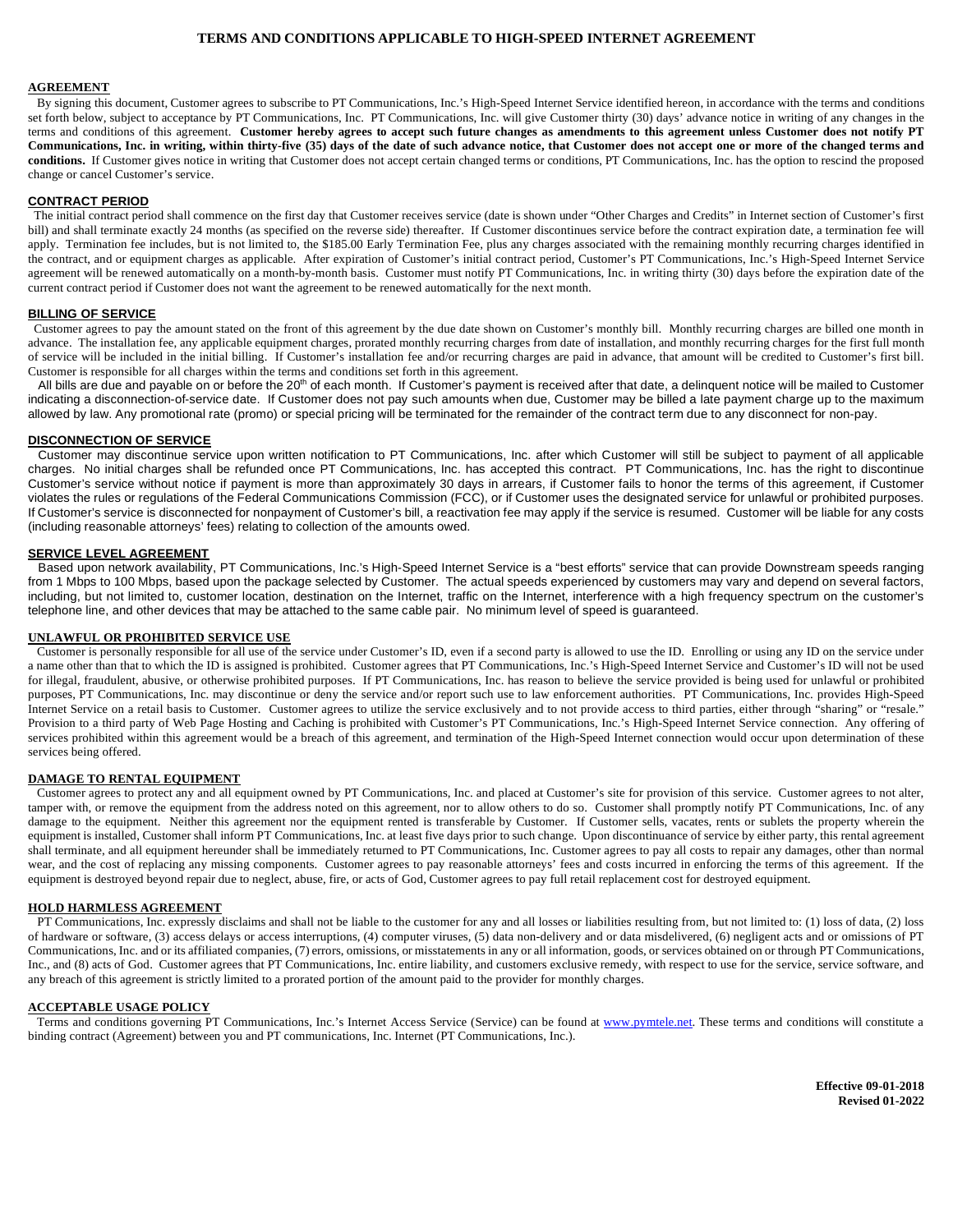# TERMS AND CONDITIONS APPLICABLE TO HIGH-SPEED INTERNET AGREEMENT

## AGREEMENT

By signing this document, Customer agrees to subscribe to PT Communications, Inc.'s High-Speed Internet Service identified hereon, in accordance with the terms and conditions set forth below, subject to acceptance by PT Communications, Inc. PT Communications, Inc. will give Customer thirty (30) days' advance notice in writing of any changes in the terms and conditions of this agreement. **Customer hereby agrees to accept such future changes as amendments to this agreement unless Customer does not notify PT Communications, Inc. in writing, within thirty-five (35) days of the date of such advance notice, that Customer does not accept one or more of the changed terms and conditions.** If Customer gives notice in writing that Customer does not accept certain changed terms or conditions, PT Communications, Inc. has the option to rescind the proposed change or cancel Customer's service.

## CONTRACT PERIOD

The initial contract period shall commence on the first day that Customer receives service (date is shown under "Other Charges and Credits" in Internet section of Customer's first bill) and shall terminate exactly 24 months (as specified on the reverse side) thereafter. If Customer discontinues service before the contract expiration date, a termination fee will apply. Termination fee includes, but is not limited to, the $185.00 Early Termination Fee, plus any charges associated with the remaining monthly recurring charges identified in the contract, and or equipment charges as applicable. After expiration of Customer's initial contract period, Customer's PT Communications, Inc.'s High-Speed Internet Service agreement will be renewed automatically on a month-by-month basis. Customer must notify PT Communications, Inc. in writing thirty (30) days before the expiration date of the current contract period if Customer does not want the agreement to be renewed automatically for the next month.

## BILLING OF SERVICE

Customer agrees to pay the amount stated on the front of this agreement by the due date shown on Customer's monthly bill. Monthly recurring charges are billed one month in advance. The installation fee, any applicable equipment charges, prorated monthly recurring charges from date of installation, and monthly recurring charges for the first full month of service will be included in the initial billing. If Customer's installation fee and/or recurring charges are paid in advance, that amount will be credited to Customer's first bill. Customer is responsible for all charges within the terms and conditions set forth in this agreement.

All bills are due and payable on or before the 20th of each month. If Customer's payment is received after that date, a delinquent notice will be mailed to Customer indicating a disconnection-of-service date. If Customer does not pay such amounts when due, Customer may be billed a late payment charge up to the maximum allowed by law. Any promotional rate (promo) or special pricing will be terminated for the remainder of the contract term due to any disconnect for non-pay.

## DISCONNECTION OF SERVICE

Customer may discontinue service upon written notification to PT Communications, Inc. after which Customer will still be subject to payment of all applicable charges. No initial charges shall be refunded once PT Communications, Inc. has accepted this contract. PT Communications, Inc. has the right to discontinue Customer's service without notice if payment is more than approximately 30 days in arrears, if Customer fails to honor the terms of this agreement, if Customer violates the rules or regulations of the Federal Communications Commission (FCC), or if Customer uses the designated service for unlawful or prohibited purposes. If Customer's service is disconnected for nonpayment of Customer's bill, a reactivation fee may apply if the service is resumed. Customer will be liable for any costs (including reasonable attorneys' fees) relating to collection of the amounts owed.

## SERVICE LEVEL AGREEMENT

Based upon network availability, PT Communications, Inc.'s High-Speed Internet Service is a "best efforts" service that can provide Downstream speeds ranging from 1 Mbps to 100 Mbps, based upon the package selected by Customer. The actual speeds experienced by customers may vary and depend on several factors, including, but not limited to, customer location, destination on the Internet, traffic on the Internet, interference with a high frequency spectrum on the customer's telephone line, and other devices that may be attached to the same cable pair. No minimum level of speed is guaranteed.

## UNLAWFUL OR PROHIBITED SERVICE USE

Customer is personally responsible for all use of the service under Customer's ID, even if a second party is allowed to use the ID. Enrolling or using any ID on the service under a name other than that to which the ID is assigned is prohibited. Customer agrees that PT Communications, Inc.'s High-Speed Internet Service and Customer's ID will not be used for illegal, fraudulent, abusive, or otherwise prohibited purposes. If PT Communications, Inc. has reason to believe the service provided is being used for unlawful or prohibited purposes, PT Communications, Inc. may discontinue or deny the service and/or report such use to law enforcement authorities. PT Communications, Inc. provides High-Speed Internet Service on a retail basis to Customer. Customer agrees to utilize the service exclusively and to not provide access to third parties, either through "sharing" or "resale." Provision to a third party of Web Page Hosting and Caching is prohibited with Customer's PT Communications, Inc.'s High-Speed Internet Service connection. Any offering of services prohibited within this agreement would be a breach of this agreement, and termination of the High-Speed Internet connection would occur upon determination of these services being offered.

## DAMAGE TO RENTAL EQUIPMENT

Customer agrees to protect any and all equipment owned by PT Communications, Inc. and placed at Customer's site for provision of this service. Customer agrees to not alter, tamper with, or remove the equipment from the address noted on this agreement, nor to allow others to do so. Customer shall promptly notify PT Communications, Inc. of any damage to the equipment. Neither this agreement nor the equipment rented is transferable by Customer. If Customer sells, vacates, rents or sublets the property wherein the equipment is installed, Customer shall inform PT Communications, Inc. at least five days prior to such change. Upon discontinuance of service by either party, this rental agreement shall terminate, and all equipment hereunder shall be immediately returned to PT Communications, Inc. Customer agrees to pay all costs to repair any damages, other than normal wear, and the cost of replacing any missing components. Customer agrees to pay reasonable attorneys' fees and costs incurred in enforcing the terms of this agreement. If the equipment is destroyed beyond repair due to neglect, abuse, fire, or acts of God, Customer agrees to pay full retail replacement cost for destroyed equipment.

## HOLD HARMLESS AGREEMENT

PT Communications, Inc. expressly disclaims and shall not be liable to the customer for any and all losses or liabilities resulting from, but not limited to: (1) loss of data, (2) loss of hardware or software, (3) access delays or access interruptions, (4) computer viruses, (5) data non-delivery and or data misdelivered, (6) negligent acts and or omissions of PT Communications, Inc. and or its affiliated companies, (7) errors, omissions, or misstatements in any or all information, goods, or services obtained on or through PT Communications, Inc., and (8) acts of God. Customer agrees that PT Communications, Inc. entire liability, and customers exclusive remedy, with respect to use for the service, service software, and any breach of this agreement is strictly limited to a prorated portion of the amount paid to the provider for monthly charges.

## ACCEPTABLE USAGE POLICY

Terms and conditions governing PT Communications, Inc.'s Internet Access Service (Service) can be found at www.pymtele.net. These terms and conditions will constitute a binding contract (Agreement) between you and PT communications, Inc. Internet (PT Communications, Inc.).

**Effective 09-01-2018**
**Revised 01-2022**